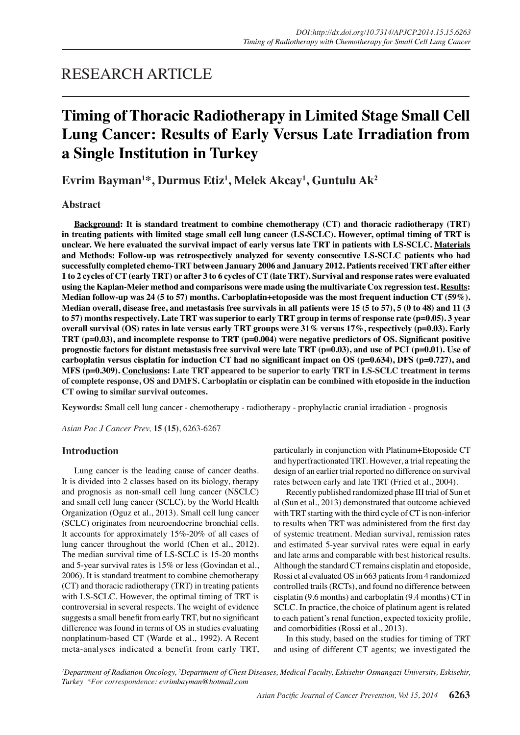RESEARCH ARTICLE

# Timing of Thoracic Radiotherapy in Limited Stage Small Cell Lung Cancer: Results of Early Versus Late Irradiation from a Single Institution in Turkey

**Evrim Bayman[1]*, Durmus Etiz[1], Melek Akcay[1], Guntulu Ak[2]**

## Abstract

**Background: It is standard treatment to combine chemotherapy (CT) and thoracic radiotherapy (TRT) in treating patients with limited stage small cell lung cancer (LS-SCLC). However, optimal timing of TRT is unclear. We here evaluated the survival impact of early versus late TRT in patients with LS-SCLC. Materials and Methods: Follow-up was retrospectively analyzed for seventy consecutive LS-SCLC patients who had successfully completed chemo-TRT between January 2006 and January 2012. Patients received TRT after either 1 to 2 cycles of CT (early TRT) or after 3 to 6 cycles of CT (late TRT). Survival and response rates were evaluated using the Kaplan-Meier method and comparisons were made using the multivariate Cox regression test. Results: Median follow-up was 24 (5 to 57) months. Carboplatin+etoposide was the most frequent induction CT (59%). Median overall, disease free, and metastasis free survivals in all patients were 15 (5 to 57), 5 (0 to 48) and 11 (3 to 57) months respectively. Late TRT was superior to early TRT group in terms of response rate (p=0.05). 3 year overall survival (OS) rates in late versus early TRT groups were 31% versus 17%, respectively (p=0.03). Early TRT (p=0.03), and incomplete response to TRT (p=0.004) were negative predictors of OS. Significant positive prognostic factors for distant metastasis free survival were late TRT (p=0.03), and use of PCI (p=0.01). Use of carboplatin versus cisplatin for induction CT had no significant impact on OS (p=0.634), DFS (p=0.727), and MFS (p=0.309). Conclusions: Late TRT appeared to be superior to early TRT in LS-SCLC treatment in terms of complete response, OS and DMFS. Carboplatin or cisplatin can be combined with etoposide in the induction CT owing to similar survival outcomes.**

**Keywords:** Small cell lung cancer - chemotherapy - radiotherapy - prophylactic cranial irradiation - prognosis

*Asian Pac J Cancer Prev,* **15 (15)**, 6263-6267

## Introduction

Lung cancer is the leading cause of cancer deaths. It is divided into 2 classes based on its biology, therapy and prognosis as non-small cell lung cancer (NSCLC) and small cell lung cancer (SCLC), by the World Health Organization (Oguz et al., 2013). Small cell lung cancer (SCLC) originates from neuroendocrine bronchial cells. It accounts for approximately 15%-20% of all cases of lung cancer throughout the world (Chen et al., 2012). The median survival time of LS-SCLC is 15-20 months and 5-year survival rates is 15% or less (Govindan et al., 2006). It is standard treatment to combine chemotherapy (CT) and thoracic radiotherapy (TRT) in treating patients with LS-SCLC. However, the optimal timing of TRT is controversial in several respects. The weight of evidence suggests a small benefit from early TRT, but no significant difference was found in terms of OS in studies evaluating nonplatinum-based CT (Warde et al., 1992). A Recent meta-analyses indicated a benefit from early TRT, particularly in conjunction with Platinum+Etoposide CT and hyperfractionated TRT. However, a trial repeating the design of an earlier trial reported no difference on survival rates between early and late TRT (Fried et al., 2004).

Recently published randomized phase III trial of Sun et al (Sun et al., 2013) demonstrated that outcome achieved with TRT starting with the third cycle of CT is non-inferior to results when TRT was administered from the first day of systemic treatment. Median survival, remission rates and estimated 5-year survival rates were equal in early and late arms and comparable with best historical results. Although the standard CT remains cisplatin and etoposide, Rossi et al evaluated OS in 663 patients from 4 randomized controlled trails (RCTs), and found no difference between cisplatin (9.6 months) and carboplatin (9.4 months) CT in SCLC. In practice, the choice of platinum agent is related to each patient's renal function, expected toxicity profile, and comorbidities (Rossi et al., 2013).

In this study, based on the studies for timing of TRT and using of different CT agents; we investigated the

[1]Department of Radiation Oncology, [2]Department of Chest Diseases, Medical Faculty, Eskisehir Osmangazi University, Eskisehir, Turkey *For correspondence: evrimbayman@hotmail.com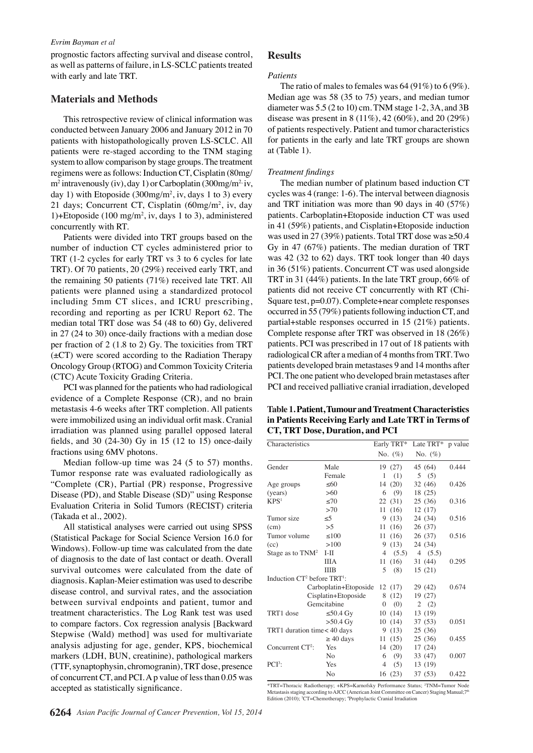prognostic factors affecting survival and disease control, as well as patterns of failure, in LS-SCLC patients treated with early and late TRT.

## Materials and Methods

This retrospective review of clinical information was conducted between January 2006 and January 2012 in 70 patients with histopathologically proven LS-SCLC. All patients were re-staged according to the TNM staging system to allow comparison by stage groups. The treatment regimens were as follows: Induction CT, Cisplatin (80mg/$m^2$ intravenously (iv), day 1) or Carboplatin (300mg/$m^2$ iv, day 1) with Etoposide (300mg/$m^2$, iv, days 1 to 3) every 21 days; Concurrent CT, Cisplatin (60mg/$m^2$, iv, day 1)+Etoposide (100 mg/$m^2$, iv, days 1 to 3), administered concurrently with RT.

Patients were divided into TRT groups based on the number of induction CT cycles administered prior to TRT (1-2 cycles for early TRT vs 3 to 6 cycles for late TRT). Of 70 patients, 20 (29%) received early TRT, and the remaining 50 patients (71%) received late TRT. All patients were planned using a standardized protocol including 5mm CT slices, and ICRU prescribing, recording and reporting as per ICRU Report 62. The median total TRT dose was 54 (48 to 60) Gy, delivered in 27 (24 to 30) once-daily fractions with a median dose per fraction of 2 (1.8 to 2) Gy. The toxicities from TRT (±CT) were scored according to the Radiation Therapy Oncology Group (RTOG) and Common Toxicity Criteria (CTC) Acute Toxicity Grading Criteria.

PCI was planned for the patients who had radiological evidence of a Complete Response (CR), and no brain metastasis 4-6 weeks after TRT completion. All patients were immobilized using an individual orfit mask. Cranial irradiation was planned using parallel opposed lateral fields, and 30 (24-30) Gy in 15 (12 to 15) once-daily fractions using 6MV photons.

Median follow-up time was 24 (5 to 57) months. Tumor response rate was evaluated radiologically as "Complete (CR), Partial (PR) response, Progressive Disease (PD), and Stable Disease (SD)" using Response Evaluation Criteria in Solid Tumors (RECIST) criteria (Takada et al., 2002).

All statistical analyses were carried out using SPSS (Statistical Package for Social Science Version 16.0 for Windows). Follow-up time was calculated from the date of diagnosis to the date of last contact or death. Overall survival outcomes were calculated from the date of diagnosis. Kaplan-Meier estimation was used to describe disease control, and survival rates, and the association between survival endpoints and patient, tumor and treatment characteristics. The Log Rank test was used to compare factors. Cox regression analysis [Backward Stepwise (Wald) method] was used for multivariate analysis adjusting for age, gender, KPS, biochemical markers (LDH, BUN, creatinine), pathological markers (TTF, synaptophysin, chromogranin), TRT dose, presence of concurrent CT, and PCI. A p value of less than 0.05 was accepted as statistically significance.

## Results

### *Patients*

The ratio of males to females was 64 (91%) to 6 (9%). Median age was 58 (35 to 75) years, and median tumor diameter was 5.5 (2 to 10) cm. TNM stage 1-2, 3A, and 3B disease was present in 8 (11%), 42 (60%), and 20 (29%) of patients respectively. Patient and tumor characteristics for patients in the early and late TRT groups are shown at (Table 1).

### *Treatment findings*

The median number of platinum based induction CT cycles was 4 (range: 1-6). The interval between diagnosis and TRT initiation was more than 90 days in 40 (57%) patients. Carboplatin+Etoposide induction CT was used in 41 (59%) patients, and Cisplatin+Etoposide induction was used in 27 (39%) patients. Total TRT dose was ≥50.4 Gy in 47 (67%) patients. The median duration of TRT was 42 (32 to 62) days. TRT took longer than 40 days in 36 (51%) patients. Concurrent CT was used alongside TRT in 31 (44%) patients. In the late TRT group, 66% of patients did not receive CT concurrently with RT (Chi-Square test, p=0.07). Complete+near complete responses occurred in 55 (79%) patients following induction CT, and partial+stable responses occurred in 15 (21%) patients. Complete response after TRT was observed in 18 (26%) patients. PCI was prescribed in 17 out of 18 patients with radiological CR after a median of 4 months from TRT. Two patients developed brain metastases 9 and 14 months after PCI. The one patient who developed brain metastases after PCI and received palliative cranial irradiation, developed

**Table 1. Patient, Tumour and Treatment Characteristics in Patients Receiving Early and Late TRT in Terms of CT, TRT Dose, Duration, and PCI**

| Characteristics | | Early TRT* No. (%) | Late TRT* No. (%) | p value |
|---|---|---|---|---|
| Gender | Male | 19 (27) | 45 (64) | 0.444 |
| | Female | 1 (1) | 5 (5) | |
| Age groups (years) | ≤60 | 14 (20) | 32 (46) | 0.426 |
| | >60 | 6 (9) | 18 (25) | |
| KPS[1] | ≤70 | 22 (31) | 25 (36) | 0.316 |
| | >70 | 11 (16) | 12 (17) | |
| Tumor size (cm) | ≤5 | 9 (13) | 24 (34) | 0.516 |
| | >5 | 11 (16) | 26 (37) | |
| Tumor volume (cc) | ≤100 | 11 (16) | 26 (37) | 0.516 |
| | >100 | 9 (13) | 24 (34) | |
| Stage as to TNM[2] | I-II | 4 (5.5) | 4 (5.5) | |
| | IIIA | 11 (16) | 31 (44) | 0.295 |
| | IIIB | 5 (8) | 15 (21) | |
| Induction CT[2] before TRT[1]: | | | | |
| | Carboplatin+Etoposide | 12 (17) | 29 (42) | 0.674 |
| | Cisplatin+Etoposide | 8 (12) | 19 (27) | |
| | Gemcitabine | 0 (0) | 2 (2) | |
| TRT1 dose | ≤50.4 Gy | 10 (14) | 13 (19) | |
| | >50.4 Gy | 10 (14) | 37 (53) | 0.051 |
| TRT1 duration time | < 40 days | 9 (13) | 25 (36) | |
| | ≥ 40 days | 11 (15) | 25 (36) | 0.455 |
| Concurrent CT[2]: | Yes | 14 (20) | 17 (24) | |
| | No | 6 (9) | 33 (47) | 0.007 |
| PCI[3]: | Yes | 4 (5) | 13 (19) | |
| | No | 16 (23) | 37 (53) | 0.422 |

*TRT=Thoracic Radiotherapy; +KPS=Karnofsky Performance Status; [2]TNM=Tumor Node Metastasis staging according to AJCC (American Joint Committee on Cancer) Staging Manual;7[th] Edition (2010); [3]CT=Chemotherapy; [4]Prophylactic Cranial Irradiation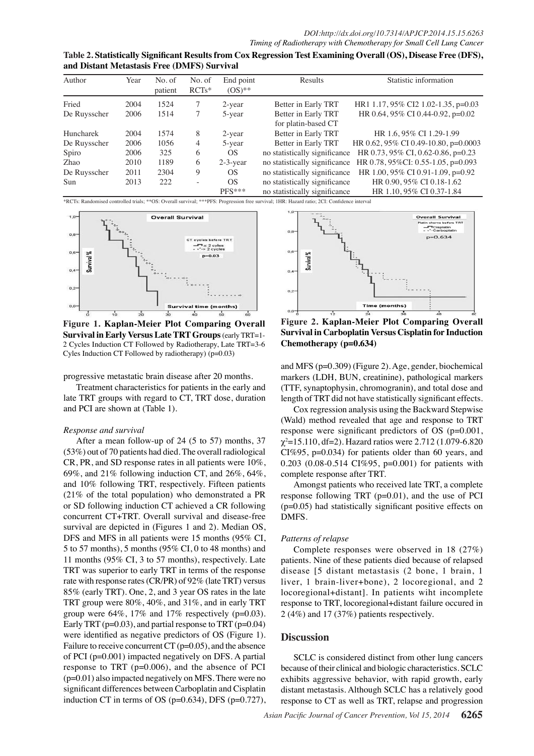**Table 2. Statistically Significant Results from Cox Regression Test Examining Overall (OS), Disease Free (DFS), and Distant Metastasis Free (DMFS) Survival**

| Author | Year | No. of patient | No. of RCTs* | End point (OS)** | Results | Statistic information |
|---|---|---|---|---|---|---|
| Fried | 2004 | 1524 | 7 | 2-year | Better in Early TRT | HR1 1.17, 95% CI2 1.02-1.35, p=0.03 |
| De Ruysscher | 2006 | 1514 | 7 | 5-year | Better in Early TRT for platin-based CT | HR 0.64, 95% CI 0.44-0.92, p=0.02 |
| Huncharek | 2004 | 1574 | 8 | 2-year | Better in Early TRT | HR 1.6, 95% CI 1.29-1.99 |
| De Ruysscher | 2006 | 1056 | 4 | 5-year | Better in Early TRT | HR 0.62, 95% CI 0.49-10.80, p=0.0003 |
| Spiro | 2006 | 325 | 6 | OS | no statistically significance | HR 0.73, 95% CI, 0.62-0.86, p=0.23 |
| Zhao | 2010 | 1189 | 6 | 2-3-year | no statistically significance | HR 0.78, 95%CI: 0.55-1.05, p=0.093 |
| De Ruysscher | 2011 | 2304 | 9 | OS | no statistically significance | HR 1.00, 95% CI 0.91-1.09, p=0.92 |
| Sun | 2013 | 222 | - | OS | no statistically significance | HR 0.90, 95% CI 0.18-1.62 |
| | | | | PFS*** | no statistically significance | HR 1.10, 95% CI 0.37-1.84 |

*RCTs: Randomised controlled trials; **OS: Overall survival; ***PFS: Progression free survival; 1HR: Hazard ratio; 2CI: Confidence interval

**Figure 1. Kaplan-Meier Plot Comparing Overall Survival in Early Versus Late TRT Groups** (early TRT=1-2 Cycles Induction CT Followed by Radiotherapy, Late TRT=3-6 Cyles Induction CT Followed by radiotherapy) (p=0.03)

**Figure 2. Kaplan-Meier Plot Comparing Overall Survival in Carboplatin Versus Cisplatin for Induction Chemotherapy (p=0.634)**

progressive metastatic brain disease after 20 months.

Treatment characteristics for patients in the early and late TRT groups with regard to CT, TRT dose, duration and PCI are shown at (Table 1).

*Response and survival*

After a mean follow-up of 24 (5 to 57) months, 37 (53%) out of 70 patients had died. The overall radiological CR, PR, and SD response rates in all patients were 10%, 69%, and 21% following induction CT, and 26%, 64%, and 10% following TRT, respectively. Fifteen patients (21% of the total population) who demonstrated a PR or SD following induction CT achieved a CR following concurrent CT+TRT. Overall survival and disease-free survival are depicted in (Figures 1 and 2). Median OS, DFS and MFS in all patients were 15 months (95% CI, 5 to 57 months), 5 months (95% CI, 0 to 48 months) and 11 months (95% CI, 3 to 57 months), respectively. Late TRT was superior to early TRT in terms of the response rate with response rates (CR/PR) of 92% (late TRT) versus 85% (early TRT). One, 2, and 3 year OS rates in the late TRT group were 80%, 40%, and 31%, and in early TRT group were 64%, 17% and 17% respectively (p=0.03). Early TRT (p=0.03), and partial response to TRT (p=0.04) were identified as negative predictors of OS (Figure 1). Failure to receive concurrent CT (p=0.05), and the absence of PCI (p=0.001) impacted negatively on DFS. A partial response to TRT (p=0.006), and the absence of PCI (p=0.01) also impacted negatively on MFS. There were no significant differences between Carboplatin and Cisplatin induction CT in terms of OS (p=0.634), DFS (p=0.727), and MFS (p=0.309) (Figure 2). Age, gender, biochemical markers (LDH, BUN, creatinine), pathological markers (TTF, synaptophysin, chromogranin), and total dose and length of TRT did not have statistically significant effects.

Cox regression analysis using the Backward Stepwise (Wald) method revealed that age and response to TRT response were significant predictors of OS (p=0.001, $\chi^2$=15.110, df=2). Hazard ratios were 2.712 (1.079-6.820 CI%95, p=0.034) for patients older than 60 years, and 0.203 (0.08-0.514 CI%95, p=0.001) for patients with complete response after TRT.

Amongst patients who received late TRT, a complete response following TRT (p=0.01), and the use of PCI (p=0.05) had statistically significant positive effects on DMFS.

*Patterns of relapse*

Complete responses were observed in 18 (27%) patients. Nine of these patients died because of relapsed disease [5 distant metastasis (2 bone, 1 brain, 1 liver, 1 brain-liver+bone), 2 locoregional, and 2 locoregional+distant]. In patients wiht incomplete response to TRT, locoregional+distant failure occured in 2 (4%) and 17 (37%) patients respectively.

## Discussion

SCLC is considered distinct from other lung cancers because of their clinical and biologic characteristics. SCLC exhibits aggressive behavior, with rapid growth, early distant metastasis. Although SCLC has a relatively good response to CT as well as TRT, relapse and progression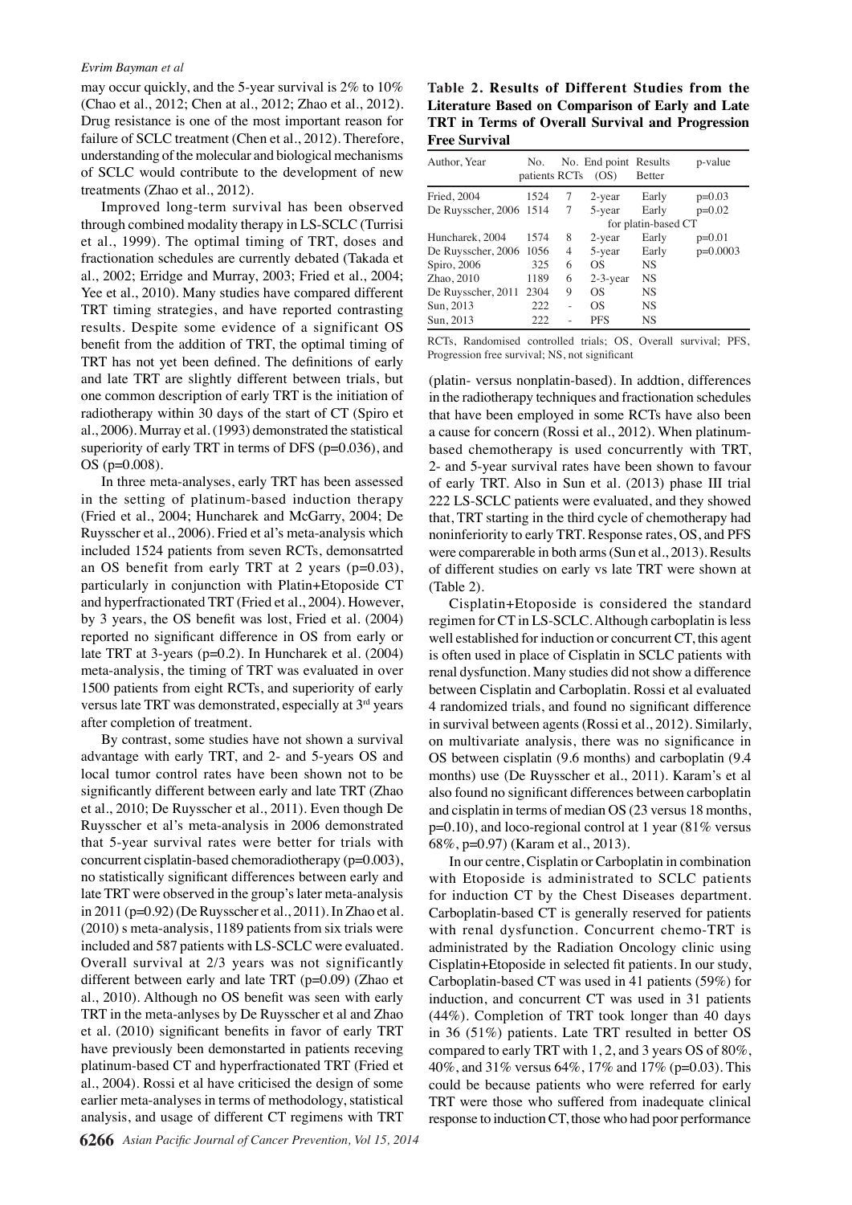may occur quickly, and the 5-year survival is 2% to 10% (Chao et al., 2012; Chen at al., 2012; Zhao et al., 2012). Drug resistance is one of the most important reason for failure of SCLC treatment (Chen et al., 2012). Therefore, understanding of the molecular and biological mechanisms of SCLC would contribute to the development of new treatments (Zhao et al., 2012).

Improved long-term survival has been observed through combined modality therapy in LS-SCLC (Turrisi et al., 1999). The optimal timing of TRT, doses and fractionation schedules are currently debated (Takada et al., 2002; Erridge and Murray, 2003; Fried et al., 2004; Yee et al., 2010). Many studies have compared different TRT timing strategies, and have reported contrasting results. Despite some evidence of a significant OS benefit from the addition of TRT, the optimal timing of TRT has not yet been defined. The definitions of early and late TRT are slightly different between trials, but one common description of early TRT is the initiation of radiotherapy within 30 days of the start of CT (Spiro et al., 2006). Murray et al. (1993) demonstrated the statistical superiority of early TRT in terms of DFS (p=0.036), and OS (p=0.008).

In three meta-analyses, early TRT has been assessed in the setting of platinum-based induction therapy (Fried et al., 2004; Huncharek and McGarry, 2004; De Ruysscher et al., 2006). Fried et al's meta-analysis which included 1524 patients from seven RCTs, demonsatrted an OS benefit from early TRT at 2 years (p=0.03), particularly in conjunction with Platin+Etoposide CT and hyperfractionated TRT (Fried et al., 2004). However, by 3 years, the OS benefit was lost, Fried et al. (2004) reported no significant difference in OS from early or late TRT at 3-years (p=0.2). In Huncharek et al. (2004) meta-analysis, the timing of TRT was evaluated in over 1500 patients from eight RCTs, and superiority of early versus late TRT was demonstrated, especially at 3rd years after completion of treatment.

By contrast, some studies have not shown a survival advantage with early TRT, and 2- and 5-years OS and local tumor control rates have been shown not to be significantly different between early and late TRT (Zhao et al., 2010; De Ruysscher et al., 2011). Even though De Ruysscher et al's meta-analysis in 2006 demonstrated that 5-year survival rates were better for trials with concurrent cisplatin-based chemoradiotherapy (p=0.003), no statistically significant differences between early and late TRT were observed in the group's later meta-analysis in 2011 (p=0.92) (De Ruysscher et al., 2011). In Zhao et al. (2010) s meta-analysis, 1189 patients from six trials were included and 587 patients with LS-SCLC were evaluated. Overall survival at 2/3 years was not significantly different between early and late TRT (p=0.09) (Zhao et al., 2010). Although no OS benefit was seen with early TRT in the meta-anlyses by De Ruysscher et al and Zhao et al. (2010) significant benefits in favor of early TRT have previously been demonstarted in patients receving platinum-based CT and hyperfractionated TRT (Fried et al., 2004). Rossi et al have criticised the design of some earlier meta-analyses in terms of methodology, statistical analysis, and usage of different CT regimens with TRT (platin- versus nonplatin-based). In addtion, differences in the radiotherapy techniques and fractionation schedules that have been employed in some RCTs have also been a cause for concern (Rossi et al., 2012). When platinum-based chemotherapy is used concurrently with TRT, 2- and 5-year survival rates have been shown to favour of early TRT. Also in Sun et al. (2013) phase III trial 222 LS-SCLC patients were evaluated, and they showed that, TRT starting in the third cycle of chemotherapy had noninferiority to early TRT. Response rates, OS, and PFS were comparerable in both arms (Sun et al., 2013). Results of different studies on early vs late TRT were shown at (Table 2).

**Table 2. Results of Different Studies from the Literature Based on Comparison of Early and Late TRT in Terms of Overall Survival and Progression Free Survival**

| Author, Year | No. patients | No. RCTs | End point (OS) | Results Better | p-value |
|---|---|---|---|---|---|
| Fried, 2004 | 1524 | 7 | 2-year | Early | p=0.03 |
| De Ruysscher, 2006 | 1514 | 7 | 5-year | Early | p=0.02 |
| | | | for platin-based CT | | |
| Huncharek, 2004 | 1574 | 8 | 2-year | Early | p=0.01 |
| De Ruysscher, 2006 | 1056 | 4 | 5-year | Early | p=0.0003 |
| Spiro, 2006 | 325 | 6 | OS | NS | |
| Zhao, 2010 | 1189 | 6 | 2-3-year | NS | |
| De Ruysscher, 2011 | 2304 | 9 | OS | NS | |
| Sun, 2013 | 222 | - | OS | NS | |
| Sun, 2013 | 222 | - | PFS | NS | |

RCTs, Randomised controlled trials; OS, Overall survival; PFS, Progression free survival; NS, not significant

Cisplatin+Etoposide is considered the standard regimen for CT in LS-SCLC. Although carboplatin is less well established for induction or concurrent CT, this agent is often used in place of Cisplatin in SCLC patients with renal dysfunction. Many studies did not show a difference between Cisplatin and Carboplatin. Rossi et al evaluated 4 randomized trials, and found no significant difference in survival between agents (Rossi et al., 2012). Similarly, on multivariate analysis, there was no significance in OS between cisplatin (9.6 months) and carboplatin (9.4 months) use (De Ruysscher et al., 2011). Karam's et al also found no significant differences between carboplatin and cisplatin in terms of median OS (23 versus 18 months, p=0.10), and loco-regional control at 1 year (81% versus 68%, p=0.97) (Karam et al., 2013).

In our centre, Cisplatin or Carboplatin in combination with Etoposide is administrated to SCLC patients for induction CT by the Chest Diseases department. Carboplatin-based CT is generally reserved for patients with renal dysfunction. Concurrent chemo-TRT is administrated by the Radiation Oncology clinic using Cisplatin+Etoposide in selected fit patients. In our study, Carboplatin-based CT was used in 41 patients (59%) for induction, and concurrent CT was used in 31 patients (44%). Completion of TRT took longer than 40 days in 36 (51%) patients. Late TRT resulted in better OS compared to early TRT with 1, 2, and 3 years OS of 80%, 40%, and 31% versus 64%, 17% and 17% (p=0.03). This could be because patients who were referred for early TRT were those who suffered from inadequate clinical response to induction CT, those who had poor performance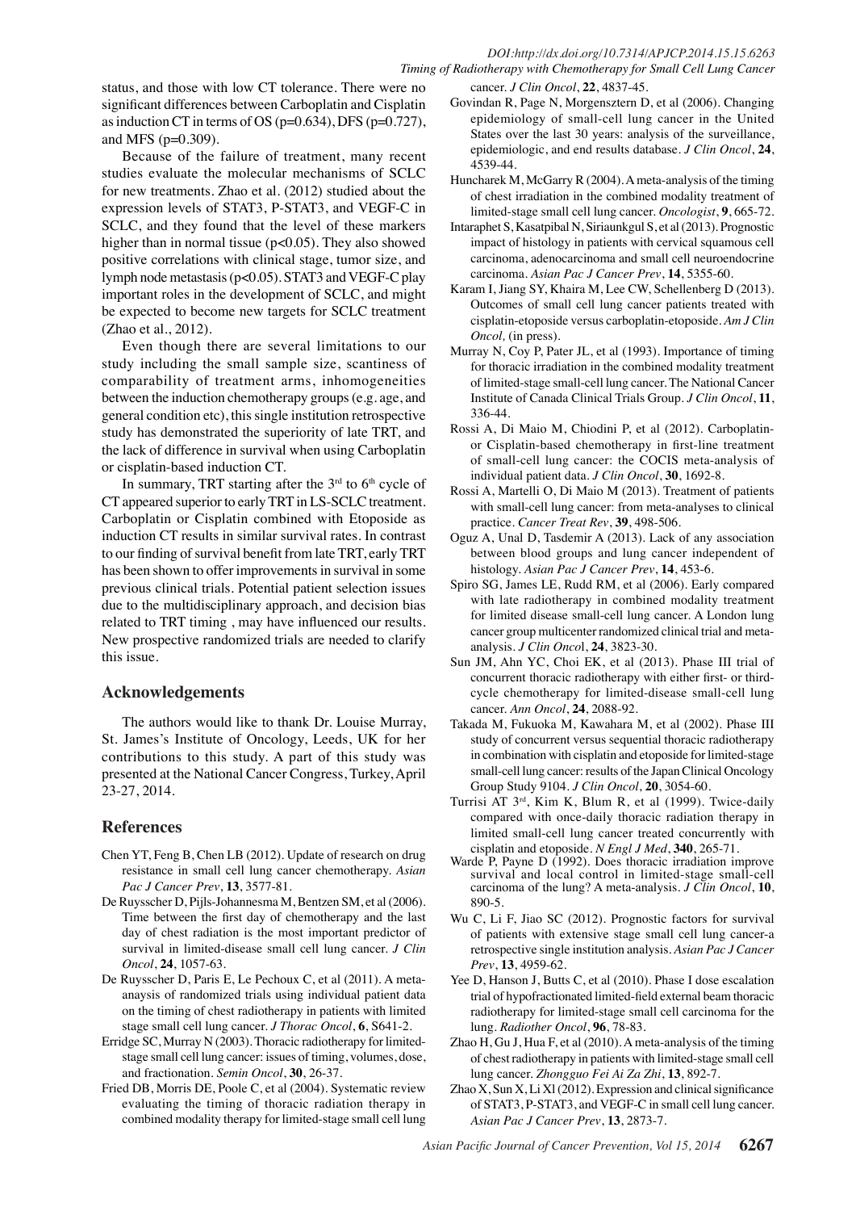status, and those with low CT tolerance. There were no significant differences between Carboplatin and Cisplatin as induction CT in terms of OS (p=0.634), DFS (p=0.727), and MFS (p=0.309).

Because of the failure of treatment, many recent studies evaluate the molecular mechanisms of SCLC for new treatments. Zhao et al. (2012) studied about the expression levels of STAT3, P-STAT3, and VEGF-C in SCLC, and they found that the level of these markers higher than in normal tissue ($p<0.05$). They also showed positive correlations with clinical stage, tumor size, and lymph node metastasis ($p<0.05$). STAT3 and VEGF-C play important roles in the development of SCLC, and might be expected to become new targets for SCLC treatment (Zhao et al., 2012).

Even though there are several limitations to our study including the small sample size, scantiness of comparability of treatment arms, inhomogeneities between the induction chemotherapy groups (e.g. age, and general condition etc), this single institution retrospective study has demonstrated the superiority of late TRT, and the lack of difference in survival when using Carboplatin or cisplatin-based induction CT.

In summary, TRT starting after the 3rd to 6th cycle of CT appeared superior to early TRT in LS-SCLC treatment. Carboplatin or Cisplatin combined with Etoposide as induction CT results in similar survival rates. In contrast to our finding of survival benefit from late TRT, early TRT has been shown to offer improvements in survival in some previous clinical trials. Potential patient selection issues due to the multidisciplinary approach, and decision bias related to TRT timing , may have influenced our results. New prospective randomized trials are needed to clarify this issue.

## Acknowledgements

The authors would like to thank Dr. Louise Murray, St. James's Institute of Oncology, Leeds, UK for her contributions to this study. A part of this study was presented at the National Cancer Congress, Turkey, April 23-27, 2014.

## References

Chen YT, Feng B, Chen LB (2012). Update of research on drug resistance in small cell lung cancer chemotherapy. *Asian Pac J Cancer Prev*, **13**, 3577-81.

De Ruysscher D, Pijls-Johannesma M, Bentzen SM, et al (2006). Time between the first day of chemotherapy and the last day of chest radiation is the most important predictor of survival in limited-disease small cell lung cancer. *J Clin Oncol*, **24**, 1057-63.

De Ruysscher D, Paris E, Le Pechoux C, et al (2011). A meta-anaysis of randomized trials using individual patient data on the timing of chest radiotherapy in patients with limited stage small cell lung cancer. *J Thorac Oncol*, **6**, S641-2.

Erridge SC, Murray N (2003). Thoracic radiotherapy for limited-stage small cell lung cancer: issues of timing, volumes, dose, and fractionation. *Semin Oncol*, **30**, 26-37.

Fried DB, Morris DE, Poole C, et al (2004). Systematic review evaluating the timing of thoracic radiation therapy in combined modality therapy for limited-stage small cell lung cancer. *J Clin Oncol*, **22**, 4837-45.

Govindan R, Page N, Morgensztern D, et al (2006). Changing epidemiology of small-cell lung cancer in the United States over the last 30 years: analysis of the surveillance, epidemiologic, and end results database. *J Clin Oncol*, **24**, 4539-44.

Huncharek M, McGarry R (2004). A meta-analysis of the timing of chest irradiation in the combined modality treatment of limited-stage small cell lung cancer. *Oncologist*, **9**, 665-72.

Intaraphet S, Kasatpibal N, Siriaunkgul S, et al (2013). Prognostic impact of histology in patients with cervical squamous cell carcinoma, adenocarcinoma and small cell neuroendocrine carcinoma. *Asian Pac J Cancer Prev*, **14**, 5355-60.

Karam I, Jiang SY, Khaira M, Lee CW, Schellenberg D (2013). Outcomes of small cell lung cancer patients treated with cisplatin-etoposide versus carboplatin-etoposide. *Am J Clin Oncol*, (in press).

Murray N, Coy P, Pater JL, et al (1993). Importance of timing for thoracic irradiation in the combined modality treatment of limited-stage small-cell lung cancer. The National Cancer Institute of Canada Clinical Trials Group. *J Clin Oncol*, **11**, 336-44.

Rossi A, Di Maio M, Chiodini P, et al (2012). Carboplatin- or Cisplatin-based chemotherapy in first-line treatment of small-cell lung cancer: the COCIS meta-analysis of individual patient data. *J Clin Oncol*, **30**, 1692-8.

Rossi A, Martelli O, Di Maio M (2013). Treatment of patients with small-cell lung cancer: from meta-analyses to clinical practice. *Cancer Treat Rev*, **39**, 498-506.

Oguz A, Unal D, Tasdemir A (2013). Lack of any association between blood groups and lung cancer independent of histology. *Asian Pac J Cancer Prev*, **14**, 453-6.

Spiro SG, James LE, Rudd RM, et al (2006). Early compared with late radiotherapy in combined modality treatment for limited disease small-cell lung cancer. A London lung cancer group multicenter randomized clinical trial and meta-analysis. *J Clin Onco*l, **24**, 3823-30.

Sun JM, Ahn YC, Choi EK, et al (2013). Phase III trial of concurrent thoracic radiotherapy with either first- or third-cycle chemotherapy for limited-disease small-cell lung cancer. *Ann Oncol*, **24**, 2088-92.

Takada M, Fukuoka M, Kawahara M, et al (2002). Phase III study of concurrent versus sequential thoracic radiotherapy in combination with cisplatin and etoposide for limited-stage small-cell lung cancer: results of the Japan Clinical Oncology Group Study 9104. *J Clin Oncol*, **20**, 3054-60.

Turrisi AT 3rd, Kim K, Blum R, et al (1999). Twice-daily compared with once-daily thoracic radiation therapy in limited small-cell lung cancer treated concurrently with cisplatin and etoposide. *N Engl J Med*, **340**, 265-71.

Warde P, Payne D (1992). Does thoracic irradiation improve survival and local control in limited-stage small-cell carcinoma of the lung? A meta-analysis. *J Clin Oncol*, **10**, 890-5.

Wu C, Li F, Jiao SC (2012). Prognostic factors for survival of patients with extensive stage small cell lung cancer-a retrospective single institution analysis. *Asian Pac J Cancer Prev*, **13**, 4959-62.

Yee D, Hanson J, Butts C, et al (2010). Phase I dose escalation trial of hypofractionated limited-field external beam thoracic radiotherapy for limited-stage small cell carcinoma for the lung. *Radiother Oncol*, **96**, 78-83.

Zhao H, Gu J, Hua F, et al (2010). A meta-analysis of the timing of chest radiotherapy in patients with limited-stage small cell lung cancer. *Zhongguo Fei Ai Za Zhi*, **13**, 892-7.

Zhao X, Sun X, Li Xl (2012). Expression and clinical significance of STAT3, P-STAT3, and VEGF-C in small cell lung cancer. *Asian Pac J Cancer Prev*, **13**, 2873-7.